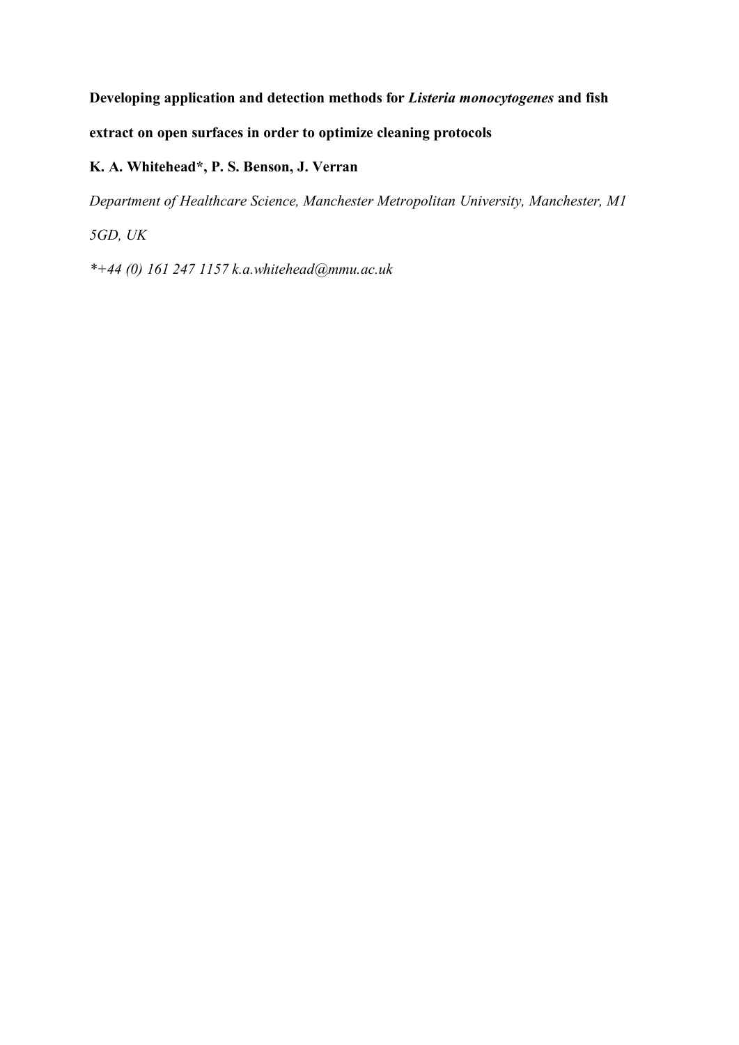**Developing application and detection methods for *Listeria monocytogenes* and fish extract on open surfaces in order to optimize cleaning protocols**

**K. A. Whitehead\*, P. S. Benson, J. Verran**

*Department of Healthcare Science, Manchester Metropolitan University, Manchester, M1 5GD, UK*

*\*+44 (0) 161 247 1157 k.a.whitehead@mmu.ac.uk*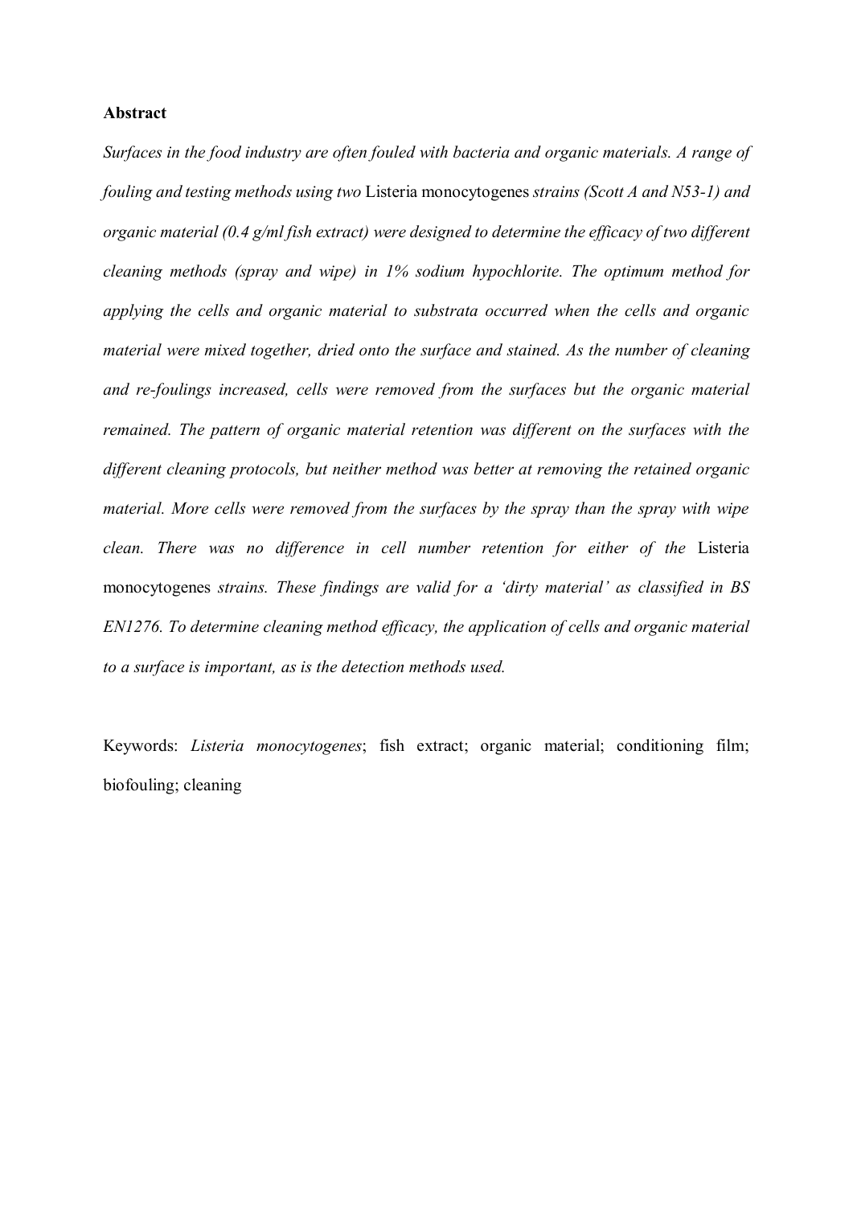**Abstract**

*Surfaces in the food industry are often fouled with bacteria and organic materials. A range of fouling and testing methods using two* Listeria monocytogenes *strains (Scott A and N53-1) and organic material (0.4 g/ml fish extract) were designed to determine the efficacy of two different cleaning methods (spray and wipe) in 1% sodium hypochlorite. The optimum method for applying the cells and organic material to substrata occurred when the cells and organic material were mixed together, dried onto the surface and stained. As the number of cleaning and re-foulings increased, cells were removed from the surfaces but the organic material remained. The pattern of organic material retention was different on the surfaces with the different cleaning protocols, but neither method was better at removing the retained organic material. More cells were removed from the surfaces by the spray than the spray with wipe clean. There was no difference in cell number retention for either of the* Listeria monocytogenes *strains. These findings are valid for a 'dirty material' as classified in BS EN1276. To determine cleaning method efficacy, the application of cells and organic material to a surface is important, as is the detection methods used.*

Keywords: *Listeria monocytogenes*; fish extract; organic material; conditioning film; biofouling; cleaning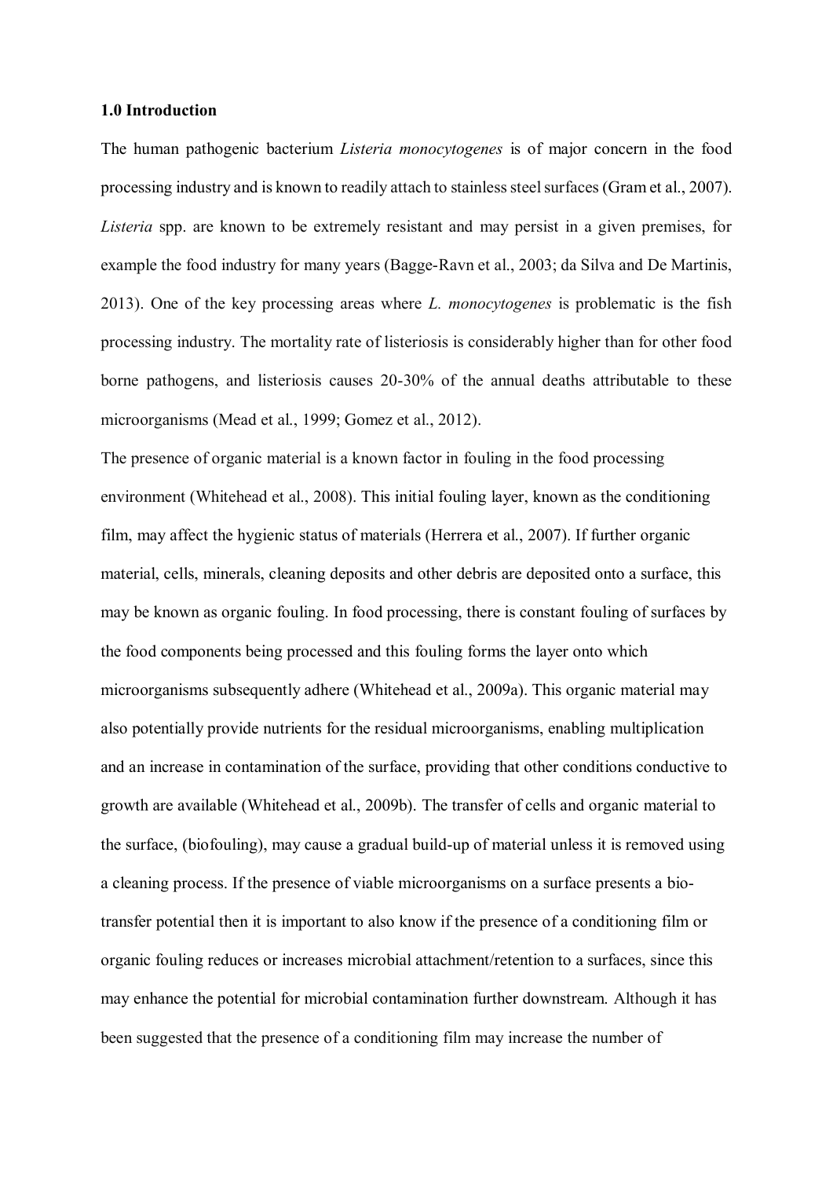## 1.0 Introduction

The human pathogenic bacterium *Listeria monocytogenes* is of major concern in the food processing industry and is known to readily attach to stainless steel surfaces (Gram et al., 2007). *Listeria* spp. are known to be extremely resistant and may persist in a given premises, for example the food industry for many years (Bagge-Ravn et al., 2003; da Silva and De Martinis, 2013). One of the key processing areas where *L. monocytogenes* is problematic is the fish processing industry. The mortality rate of listeriosis is considerably higher than for other food borne pathogens, and listeriosis causes 20-30% of the annual deaths attributable to these microorganisms (Mead et al., 1999; Gomez et al., 2012).

The presence of organic material is a known factor in fouling in the food processing environment (Whitehead et al., 2008). This initial fouling layer, known as the conditioning film, may affect the hygienic status of materials (Herrera et al., 2007). If further organic material, cells, minerals, cleaning deposits and other debris are deposited onto a surface, this may be known as organic fouling. In food processing, there is constant fouling of surfaces by the food components being processed and this fouling forms the layer onto which microorganisms subsequently adhere (Whitehead et al., 2009a). This organic material may also potentially provide nutrients for the residual microorganisms, enabling multiplication and an increase in contamination of the surface, providing that other conditions conductive to growth are available (Whitehead et al., 2009b). The transfer of cells and organic material to the surface, (biofouling), may cause a gradual build-up of material unless it is removed using a cleaning process. If the presence of viable microorganisms on a surface presents a bio-transfer potential then it is important to also know if the presence of a conditioning film or organic fouling reduces or increases microbial attachment/retention to a surfaces, since this may enhance the potential for microbial contamination further downstream. Although it has been suggested that the presence of a conditioning film may increase the number of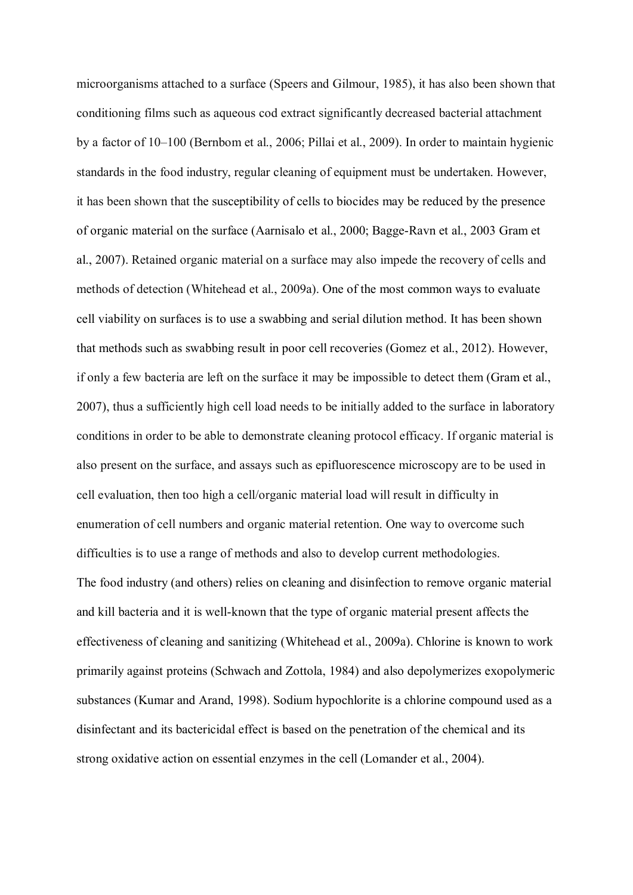microorganisms attached to a surface (Speers and Gilmour, 1985), it has also been shown that conditioning films such as aqueous cod extract significantly decreased bacterial attachment by a factor of 10–100 (Bernbom et al., 2006; Pillai et al., 2009). In order to maintain hygienic standards in the food industry, regular cleaning of equipment must be undertaken. However, it has been shown that the susceptibility of cells to biocides may be reduced by the presence of organic material on the surface (Aarnisalo et al., 2000; Bagge-Ravn et al., 2003 Gram et al., 2007). Retained organic material on a surface may also impede the recovery of cells and methods of detection (Whitehead et al., 2009a). One of the most common ways to evaluate cell viability on surfaces is to use a swabbing and serial dilution method. It has been shown that methods such as swabbing result in poor cell recoveries (Gomez et al., 2012). However, if only a few bacteria are left on the surface it may be impossible to detect them (Gram et al., 2007), thus a sufficiently high cell load needs to be initially added to the surface in laboratory conditions in order to be able to demonstrate cleaning protocol efficacy. If organic material is also present on the surface, and assays such as epifluorescence microscopy are to be used in cell evaluation, then too high a cell/organic material load will result in difficulty in enumeration of cell numbers and organic material retention. One way to overcome such difficulties is to use a range of methods and also to develop current methodologies.

The food industry (and others) relies on cleaning and disinfection to remove organic material and kill bacteria and it is well-known that the type of organic material present affects the effectiveness of cleaning and sanitizing (Whitehead et al., 2009a). Chlorine is known to work primarily against proteins (Schwach and Zottola, 1984) and also depolymerizes exopolymeric substances (Kumar and Arand, 1998). Sodium hypochlorite is a chlorine compound used as a disinfectant and its bactericidal effect is based on the penetration of the chemical and its strong oxidative action on essential enzymes in the cell (Lomander et al., 2004).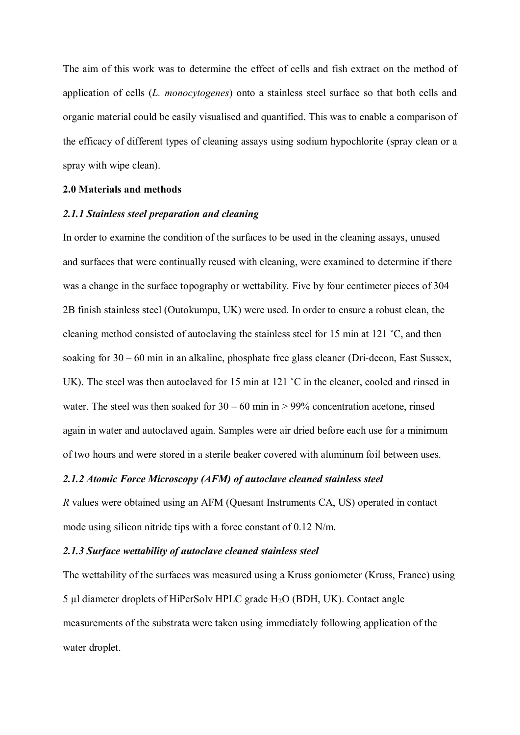The aim of this work was to determine the effect of cells and fish extract on the method of application of cells (*L. monocytogenes*) onto a stainless steel surface so that both cells and organic material could be easily visualised and quantified. This was to enable a comparison of the efficacy of different types of cleaning assays using sodium hypochlorite (spray clean or a spray with wipe clean).

## 2.0 Materials and methods

### *2.1.1 Stainless steel preparation and cleaning*

In order to examine the condition of the surfaces to be used in the cleaning assays, unused and surfaces that were continually reused with cleaning, were examined to determine if there was a change in the surface topography or wettability. Five by four centimeter pieces of 304 2B finish stainless steel (Outokumpu, UK) were used. In order to ensure a robust clean, the cleaning method consisted of autoclaving the stainless steel for 15 min at 121 ˚C, and then soaking for 30 – 60 min in an alkaline, phosphate free glass cleaner (Dri-decon, East Sussex, UK). The steel was then autoclaved for 15 min at 121 ˚C in the cleaner, cooled and rinsed in water. The steel was then soaked for 30 – 60 min in > 99% concentration acetone, rinsed again in water and autoclaved again. Samples were air dried before each use for a minimum of two hours and were stored in a sterile beaker covered with aluminum foil between uses.

### *2.1.2 Atomic Force Microscopy (AFM) of autoclave cleaned stainless steel*

*R* values were obtained using an AFM (Quesant Instruments CA, US) operated in contact mode using silicon nitride tips with a force constant of 0.12 N/m.

### *2.1.3 Surface wettability of autoclave cleaned stainless steel*

The wettability of the surfaces was measured using a Kruss goniometer (Kruss, France) using 5 µl diameter droplets of HiPerSolv HPLC grade $H_2O$ (BDH, UK). Contact angle measurements of the substrata were taken using immediately following application of the water droplet.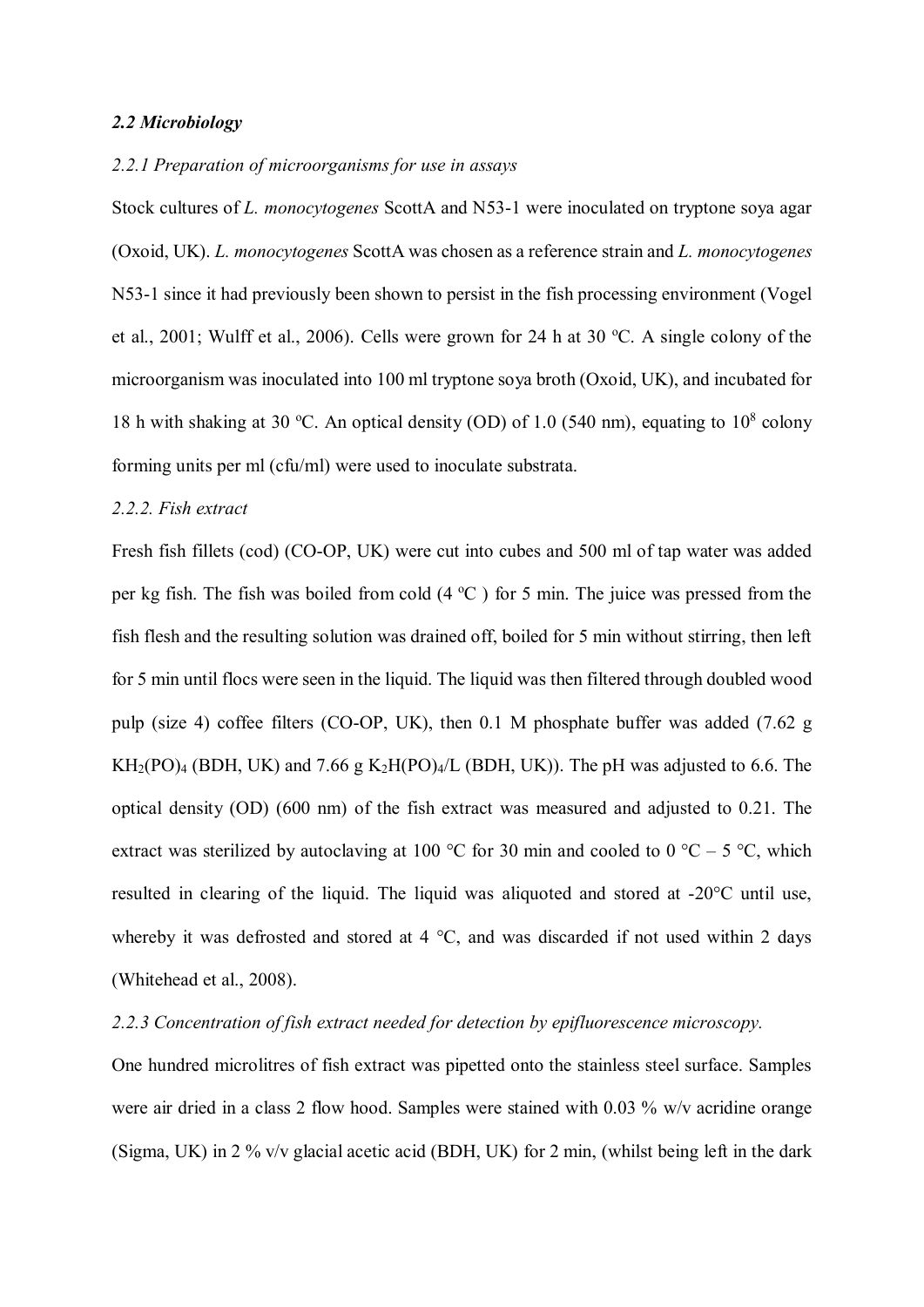***2.2 Microbiology***

*2.2.1 Preparation of microorganisms for use in assays*

Stock cultures of *L. monocytogenes* ScottA and N53-1 were inoculated on tryptone soya agar (Oxoid, UK). *L. monocytogenes* ScottA was chosen as a reference strain and *L. monocytogenes* N53-1 since it had previously been shown to persist in the fish processing environment (Vogel et al., 2001; Wulff et al., 2006). Cells were grown for 24 h at 30 ºC. A single colony of the microorganism was inoculated into 100 ml tryptone soya broth (Oxoid, UK), and incubated for 18 h with shaking at 30 ºC. An optical density (OD) of 1.0 (540 nm), equating to $10^8$ colony forming units per ml (cfu/ml) were used to inoculate substrata.

*2.2.2. Fish extract*

Fresh fish fillets (cod) (CO-OP, UK) were cut into cubes and 500 ml of tap water was added per kg fish. The fish was boiled from cold (4 ºC ) for 5 min. The juice was pressed from the fish flesh and the resulting solution was drained off, boiled for 5 min without stirring, then left for 5 min until flocs were seen in the liquid. The liquid was then filtered through doubled wood pulp (size 4) coffee filters (CO-OP, UK), then 0.1 M phosphate buffer was added (7.62 g $KH_2(PO)_4$ (BDH, UK) and 7.66 g $K_2H(PO)_4$/L (BDH, UK)). The pH was adjusted to 6.6. The optical density (OD) (600 nm) of the fish extract was measured and adjusted to 0.21. The extract was sterilized by autoclaving at 100 °C for 30 min and cooled to 0 °C – 5 °C, which resulted in clearing of the liquid. The liquid was aliquoted and stored at -20°C until use, whereby it was defrosted and stored at 4 °C, and was discarded if not used within 2 days (Whitehead et al., 2008).

*2.2.3 Concentration of fish extract needed for detection by epifluorescence microscopy.*

One hundred microlitres of fish extract was pipetted onto the stainless steel surface. Samples were air dried in a class 2 flow hood. Samples were stained with 0.03 % w/v acridine orange (Sigma, UK) in 2 % v/v glacial acetic acid (BDH, UK) for 2 min, (whilst being left in the dark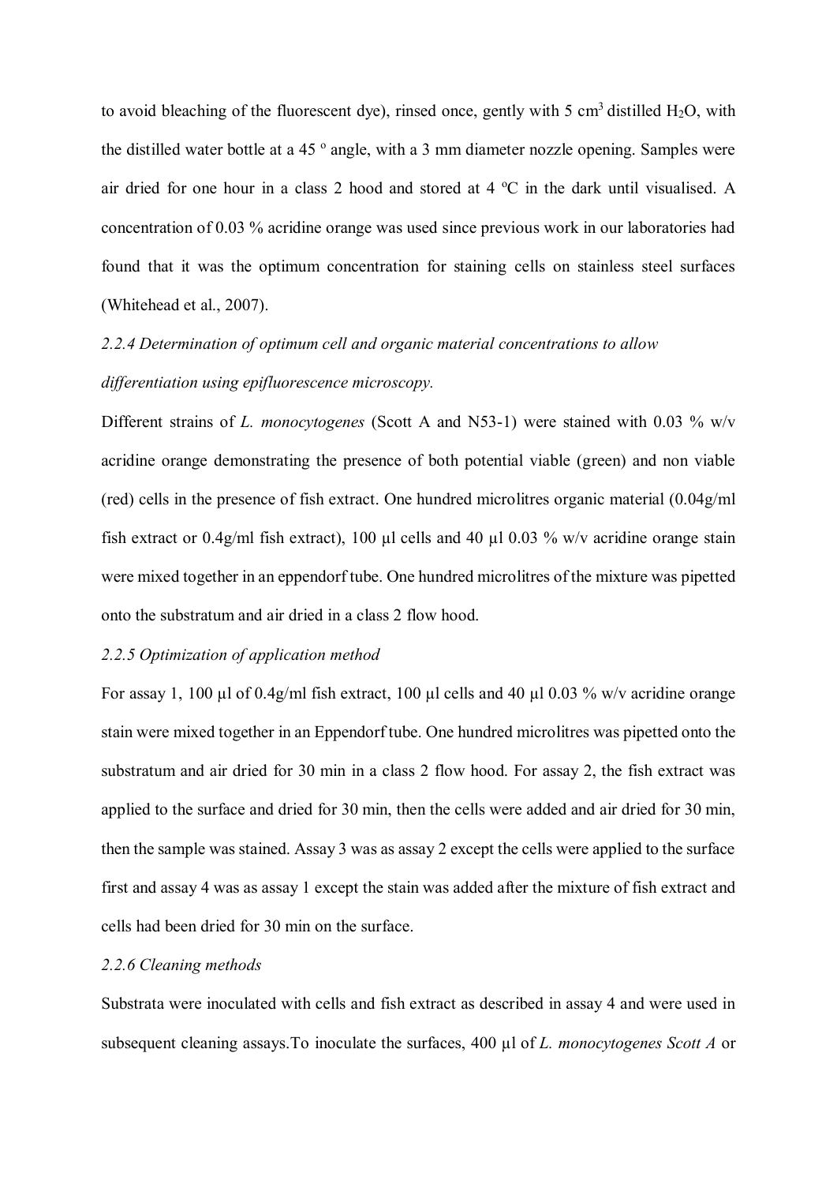to avoid bleaching of the fluorescent dye), rinsed once, gently with 5 cm$^3$ distilled $H_2O$, with the distilled water bottle at a 45 $^o$ angle, with a 3 mm diameter nozzle opening. Samples were air dried for one hour in a class 2 hood and stored at 4 $^o$C in the dark until visualised. A concentration of 0.03 % acridine orange was used since previous work in our laboratories had found that it was the optimum concentration for staining cells on stainless steel surfaces (Whitehead et al., 2007).

*2.2.4 Determination of optimum cell and organic material concentrations to allow differentiation using epifluorescence microscopy.*

Different strains of *L. monocytogenes* (Scott A and N53-1) were stained with 0.03 % w/v acridine orange demonstrating the presence of both potential viable (green) and non viable (red) cells in the presence of fish extract. One hundred microlitres organic material (0.04g/ml fish extract or 0.4g/ml fish extract), 100 µl cells and 40 µl 0.03 % w/v acridine orange stain were mixed together in an eppendorf tube. One hundred microlitres of the mixture was pipetted onto the substratum and air dried in a class 2 flow hood.

*2.2.5 Optimization of application method*

For assay 1, 100 µl of 0.4g/ml fish extract, 100 µl cells and 40 µl 0.03 % w/v acridine orange stain were mixed together in an Eppendorf tube. One hundred microlitres was pipetted onto the substratum and air dried for 30 min in a class 2 flow hood. For assay 2, the fish extract was applied to the surface and dried for 30 min, then the cells were added and air dried for 30 min, then the sample was stained. Assay 3 was as assay 2 except the cells were applied to the surface first and assay 4 was as assay 1 except the stain was added after the mixture of fish extract and cells had been dried for 30 min on the surface.

*2.2.6 Cleaning methods*

Substrata were inoculated with cells and fish extract as described in assay 4 and were used in subsequent cleaning assays.To inoculate the surfaces, 400 µl of *L. monocytogenes Scott A* or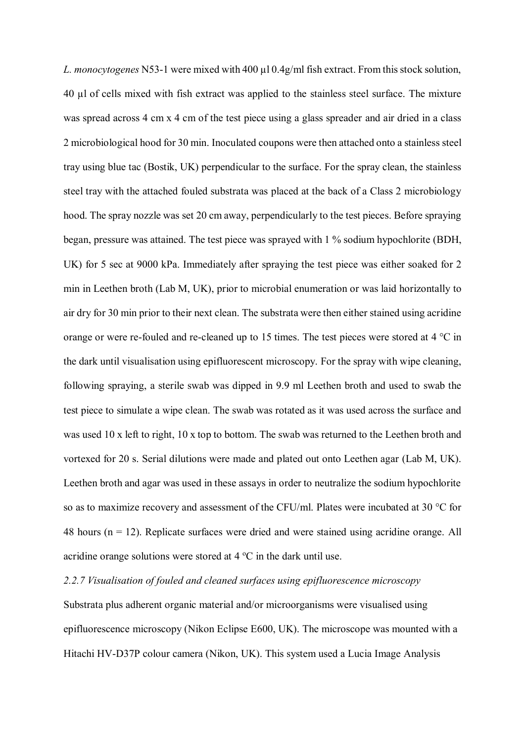*L. monocytogenes* N53-1 were mixed with 400 µl 0.4g/ml fish extract. From this stock solution, 40 µl of cells mixed with fish extract was applied to the stainless steel surface. The mixture was spread across 4 cm x 4 cm of the test piece using a glass spreader and air dried in a class 2 microbiological hood for 30 min. Inoculated coupons were then attached onto a stainless steel tray using blue tac (Bostik, UK) perpendicular to the surface. For the spray clean, the stainless steel tray with the attached fouled substrata was placed at the back of a Class 2 microbiology hood. The spray nozzle was set 20 cm away, perpendicularly to the test pieces. Before spraying began, pressure was attained. The test piece was sprayed with 1 % sodium hypochlorite (BDH, UK) for 5 sec at 9000 kPa. Immediately after spraying the test piece was either soaked for 2 min in Leethen broth (Lab M, UK), prior to microbial enumeration or was laid horizontally to air dry for 30 min prior to their next clean. The substrata were then either stained using acridine orange or were re-fouled and re-cleaned up to 15 times. The test pieces were stored at 4 °C in the dark until visualisation using epifluorescent microscopy. For the spray with wipe cleaning, following spraying, a sterile swab was dipped in 9.9 ml Leethen broth and used to swab the test piece to simulate a wipe clean. The swab was rotated as it was used across the surface and was used 10 x left to right, 10 x top to bottom. The swab was returned to the Leethen broth and vortexed for 20 s. Serial dilutions were made and plated out onto Leethen agar (Lab M, UK). Leethen broth and agar was used in these assays in order to neutralize the sodium hypochlorite so as to maximize recovery and assessment of the CFU/ml. Plates were incubated at 30 °C for 48 hours (n = 12). Replicate surfaces were dried and were stained using acridine orange. All acridine orange solutions were stored at 4 ºC in the dark until use.

*2.2.7 Visualisation of fouled and cleaned surfaces using epifluorescence microscopy*

Substrata plus adherent organic material and/or microorganisms were visualised using epifluorescence microscopy (Nikon Eclipse E600, UK). The microscope was mounted with a Hitachi HV-D37P colour camera (Nikon, UK). This system used a Lucia Image Analysis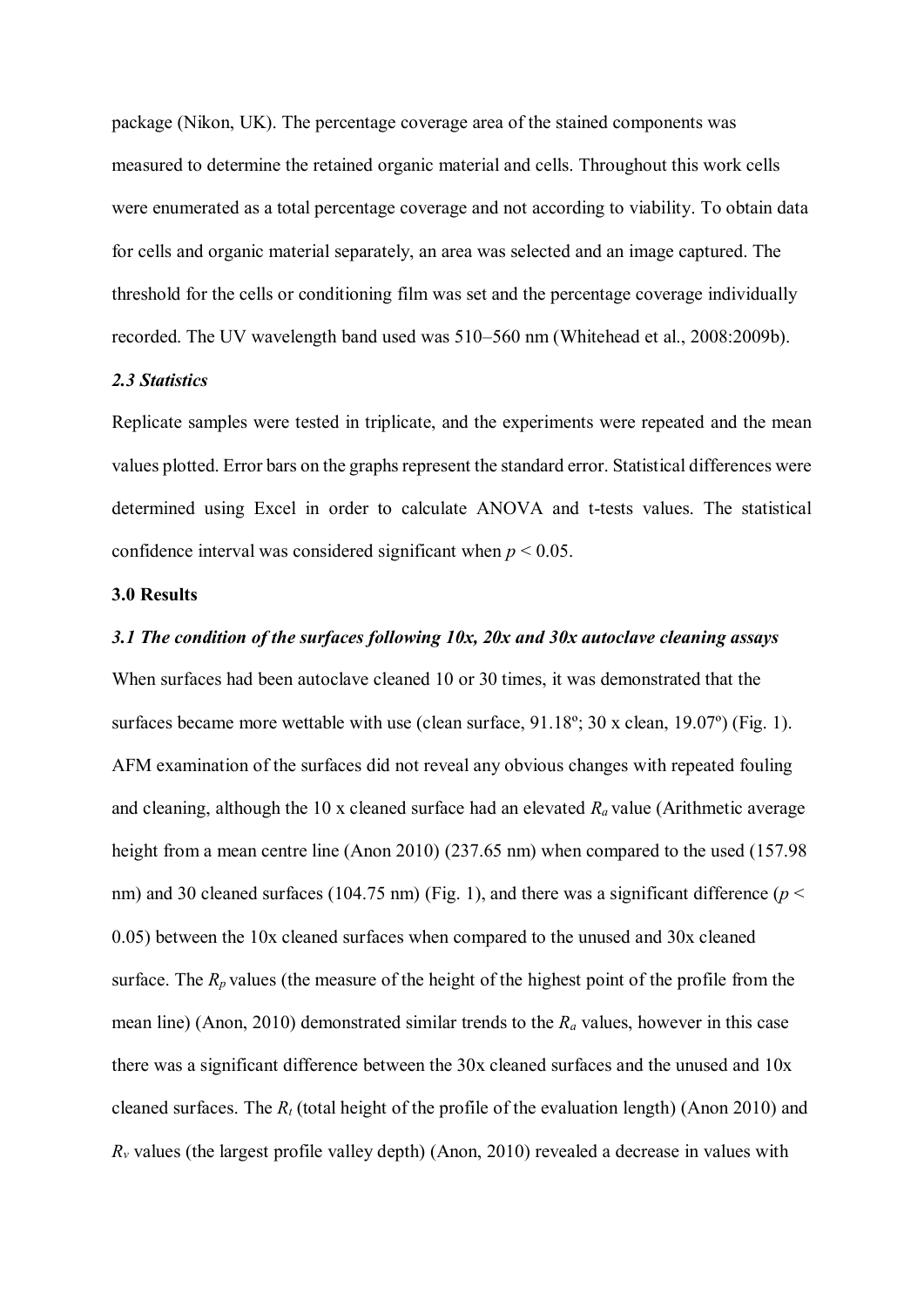package (Nikon, UK). The percentage coverage area of the stained components was measured to determine the retained organic material and cells. Throughout this work cells were enumerated as a total percentage coverage and not according to viability. To obtain data for cells and organic material separately, an area was selected and an image captured. The threshold for the cells or conditioning film was set and the percentage coverage individually recorded. The UV wavelength band used was 510–560 nm (Whitehead et al., 2008:2009b).

### *2.3 Statistics*

Replicate samples were tested in triplicate, and the experiments were repeated and the mean values plotted. Error bars on the graphs represent the standard error. Statistical differences were determined using Excel in order to calculate ANOVA and t-tests values. The statistical confidence interval was considered significant when $p < 0.05$.

## **3.0 Results**

### ***3.1 The condition of the surfaces following 10x, 20x and 30x autoclave cleaning assays***

When surfaces had been autoclave cleaned 10 or 30 times, it was demonstrated that the surfaces became more wettable with use (clean surface, 91.18º; 30 x clean, 19.07º) (Fig. 1). AFM examination of the surfaces did not reveal any obvious changes with repeated fouling and cleaning, although the 10 x cleaned surface had an elevated $R_a$ value (Arithmetic average height from a mean centre line (Anon 2010) (237.65 nm) when compared to the used (157.98 nm) and 30 cleaned surfaces (104.75 nm) (Fig. 1), and there was a significant difference ($p < 0.05$) between the 10x cleaned surfaces when compared to the unused and 30x cleaned surface. The $R_p$ values (the measure of the height of the highest point of the profile from the mean line) (Anon, 2010) demonstrated similar trends to the $R_a$ values, however in this case there was a significant difference between the 30x cleaned surfaces and the unused and 10x cleaned surfaces. The $R_t$ (total height of the profile of the evaluation length) (Anon 2010) and $R_v$ values (the largest profile valley depth) (Anon, 2010) revealed a decrease in values with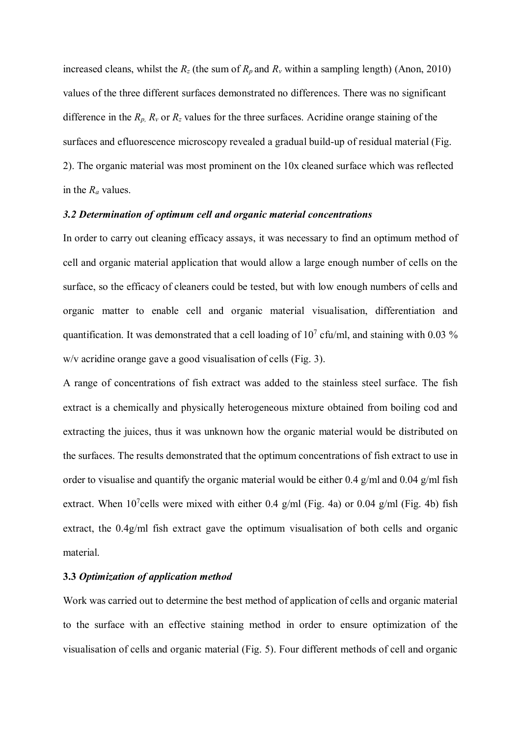increased cleans, whilst the $R_z$ (the sum of $R_p$ and $R_v$ within a sampling length) (Anon, 2010) values of the three different surfaces demonstrated no differences. There was no significant difference in the $R_{p,}$ $R_v$ or $R_z$ values for the three surfaces. Acridine orange staining of the surfaces and efluorescence microscopy revealed a gradual build-up of residual material (Fig. 2). The organic material was most prominent on the 10x cleaned surface which was reflected in the $R_a$ values.

### *3.2 Determination of optimum cell and organic material concentrations*

In order to carry out cleaning efficacy assays, it was necessary to find an optimum method of cell and organic material application that would allow a large enough number of cells on the surface, so the efficacy of cleaners could be tested, but with low enough numbers of cells and organic matter to enable cell and organic material visualisation, differentiation and quantification. It was demonstrated that a cell loading of $10^7$ cfu/ml, and staining with 0.03 % w/v acridine orange gave a good visualisation of cells (Fig. 3).

A range of concentrations of fish extract was added to the stainless steel surface. The fish extract is a chemically and physically heterogeneous mixture obtained from boiling cod and extracting the juices, thus it was unknown how the organic material would be distributed on the surfaces. The results demonstrated that the optimum concentrations of fish extract to use in order to visualise and quantify the organic material would be either 0.4 g/ml and 0.04 g/ml fish extract. When $10^7$cells were mixed with either 0.4 g/ml (Fig. 4a) or 0.04 g/ml (Fig. 4b) fish extract, the 0.4g/ml fish extract gave the optimum visualisation of both cells and organic material.

### **3.3** *Optimization of application method*

Work was carried out to determine the best method of application of cells and organic material to the surface with an effective staining method in order to ensure optimization of the visualisation of cells and organic material (Fig. 5). Four different methods of cell and organic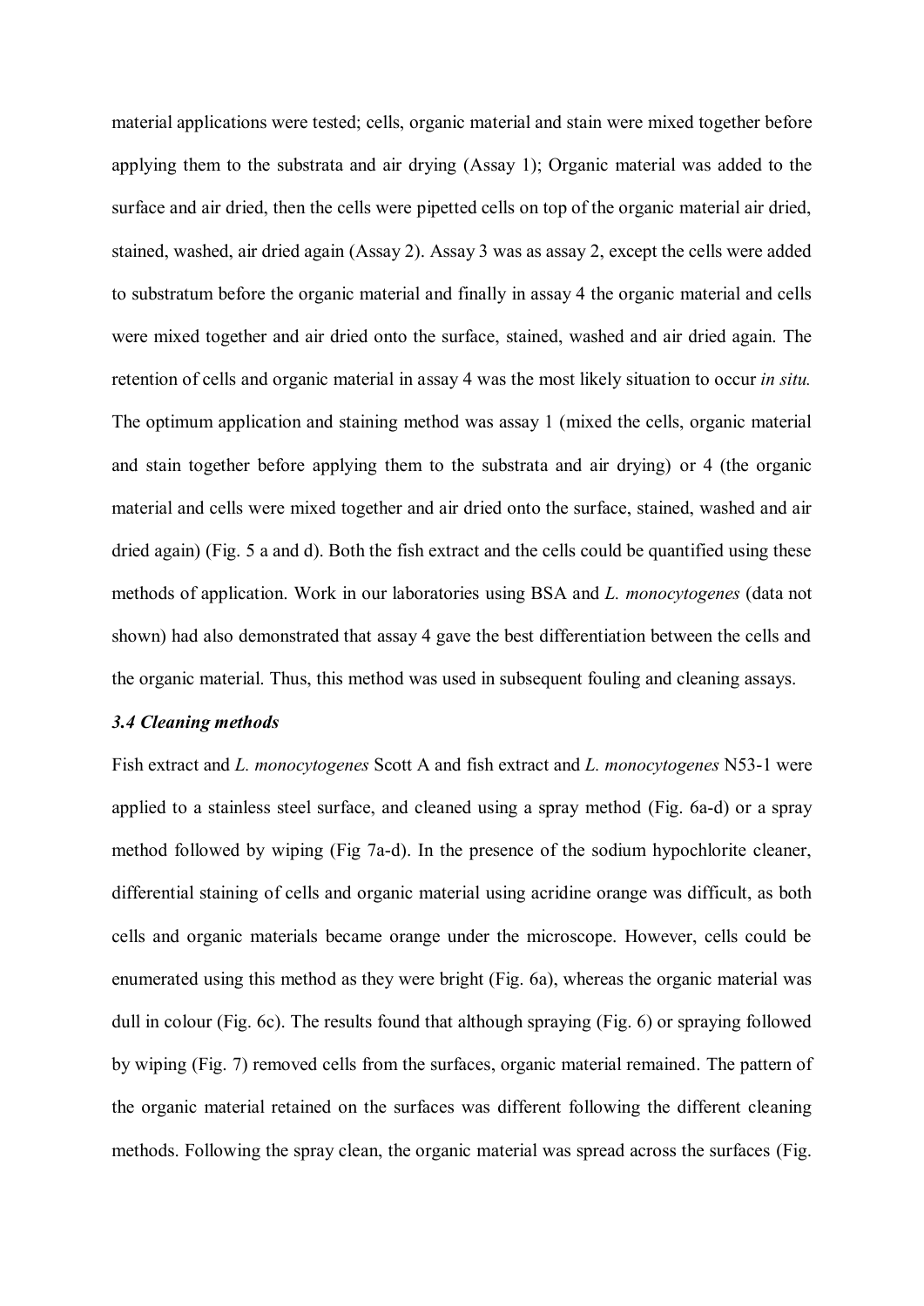material applications were tested; cells, organic material and stain were mixed together before applying them to the substrata and air drying (Assay 1); Organic material was added to the surface and air dried, then the cells were pipetted cells on top of the organic material air dried, stained, washed, air dried again (Assay 2). Assay 3 was as assay 2, except the cells were added to substratum before the organic material and finally in assay 4 the organic material and cells were mixed together and air dried onto the surface, stained, washed and air dried again. The retention of cells and organic material in assay 4 was the most likely situation to occur *in situ.* The optimum application and staining method was assay 1 (mixed the cells, organic material and stain together before applying them to the substrata and air drying) or 4 (the organic material and cells were mixed together and air dried onto the surface, stained, washed and air dried again) (Fig. 5 a and d). Both the fish extract and the cells could be quantified using these methods of application. Work in our laboratories using BSA and *L. monocytogenes* (data not shown) had also demonstrated that assay 4 gave the best differentiation between the cells and the organic material. Thus, this method was used in subsequent fouling and cleaning assays.

### *3.4 Cleaning methods*

Fish extract and *L. monocytogenes* Scott A and fish extract and *L. monocytogenes* N53-1 were applied to a stainless steel surface, and cleaned using a spray method (Fig. 6a-d) or a spray method followed by wiping (Fig 7a-d). In the presence of the sodium hypochlorite cleaner, differential staining of cells and organic material using acridine orange was difficult, as both cells and organic materials became orange under the microscope. However, cells could be enumerated using this method as they were bright (Fig. 6a), whereas the organic material was dull in colour (Fig. 6c). The results found that although spraying (Fig. 6) or spraying followed by wiping (Fig. 7) removed cells from the surfaces, organic material remained. The pattern of the organic material retained on the surfaces was different following the different cleaning methods. Following the spray clean, the organic material was spread across the surfaces (Fig.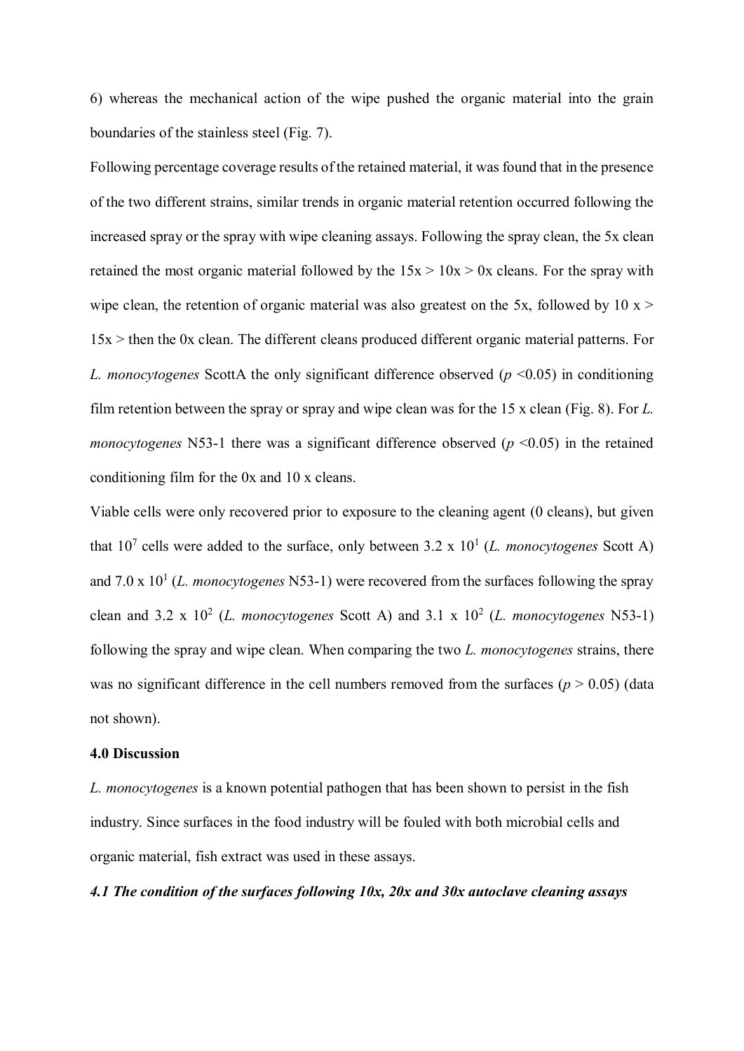6) whereas the mechanical action of the wipe pushed the organic material into the grain boundaries of the stainless steel (Fig. 7).

Following percentage coverage results of the retained material, it was found that in the presence of the two different strains, similar trends in organic material retention occurred following the increased spray or the spray with wipe cleaning assays. Following the spray clean, the 5x clean retained the most organic material followed by the 15x > 10x > 0x cleans. For the spray with wipe clean, the retention of organic material was also greatest on the 5x, followed by 10 x > 15x > then the 0x clean. The different cleans produced different organic material patterns. For *L. monocytogenes* ScottA the only significant difference observed ($p < 0.05$) in conditioning film retention between the spray or spray and wipe clean was for the 15 x clean (Fig. 8). For *L. monocytogenes* N53-1 there was a significant difference observed ($p < 0.05$) in the retained conditioning film for the 0x and 10 x cleans.

Viable cells were only recovered prior to exposure to the cleaning agent (0 cleans), but given that $10^7$ cells were added to the surface, only between $3.2 \times 10^1$ (*L. monocytogenes* Scott A) and $7.0 \times 10^1$ (*L. monocytogenes* N53-1) were recovered from the surfaces following the spray clean and $3.2 \times 10^2$ (*L. monocytogenes* Scott A) and $3.1 \times 10^2$ (*L. monocytogenes* N53-1) following the spray and wipe clean. When comparing the two *L. monocytogenes* strains, there was no significant difference in the cell numbers removed from the surfaces ($p > 0.05$) (data not shown).

## 4.0 Discussion

*L. monocytogenes* is a known potential pathogen that has been shown to persist in the fish industry. Since surfaces in the food industry will be fouled with both microbial cells and organic material, fish extract was used in these assays.

### *4.1 The condition of the surfaces following 10x, 20x and 30x autoclave cleaning assays*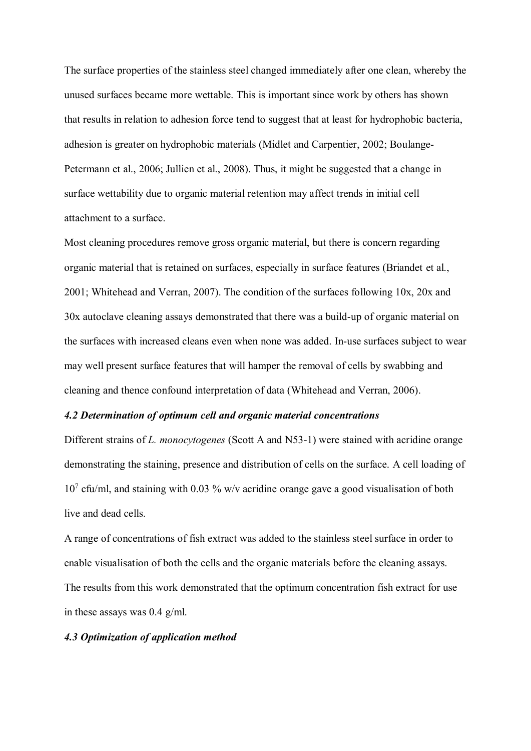The surface properties of the stainless steel changed immediately after one clean, whereby the unused surfaces became more wettable. This is important since work by others has shown that results in relation to adhesion force tend to suggest that at least for hydrophobic bacteria, adhesion is greater on hydrophobic materials (Midlet and Carpentier, 2002; Boulange-Petermann et al., 2006; Jullien et al., 2008). Thus, it might be suggested that a change in surface wettability due to organic material retention may affect trends in initial cell attachment to a surface.

Most cleaning procedures remove gross organic material, but there is concern regarding organic material that is retained on surfaces, especially in surface features (Briandet et al., 2001; Whitehead and Verran, 2007). The condition of the surfaces following 10x, 20x and 30x autoclave cleaning assays demonstrated that there was a build-up of organic material on the surfaces with increased cleans even when none was added. In-use surfaces subject to wear may well present surface features that will hamper the removal of cells by swabbing and cleaning and thence confound interpretation of data (Whitehead and Verran, 2006).

### *4.2 Determination of optimum cell and organic material concentrations*

Different strains of *L. monocytogenes* (Scott A and N53-1) were stained with acridine orange demonstrating the staining, presence and distribution of cells on the surface. A cell loading of $10^7$ cfu/ml, and staining with 0.03 % w/v acridine orange gave a good visualisation of both live and dead cells.

A range of concentrations of fish extract was added to the stainless steel surface in order to enable visualisation of both the cells and the organic materials before the cleaning assays. The results from this work demonstrated that the optimum concentration fish extract for use in these assays was 0.4 g/ml.

### *4.3 Optimization of application method*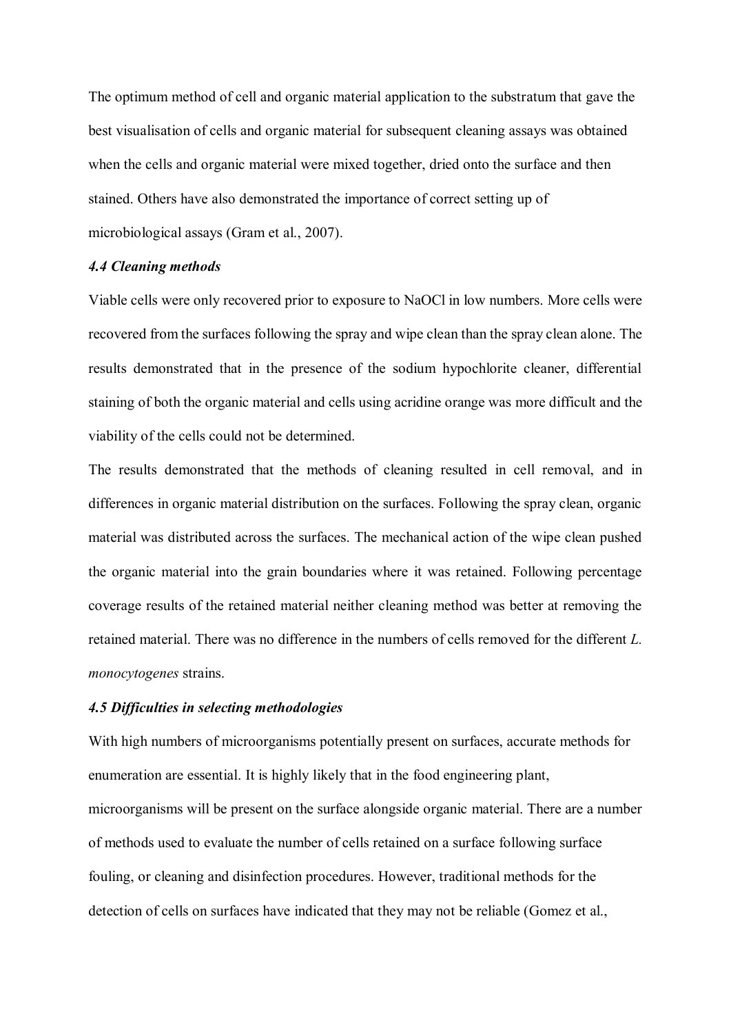The optimum method of cell and organic material application to the substratum that gave the best visualisation of cells and organic material for subsequent cleaning assays was obtained when the cells and organic material were mixed together, dried onto the surface and then stained. Others have also demonstrated the importance of correct setting up of microbiological assays (Gram et al., 2007).

### *4.4 Cleaning methods*

Viable cells were only recovered prior to exposure to NaOCl in low numbers. More cells were recovered from the surfaces following the spray and wipe clean than the spray clean alone. The results demonstrated that in the presence of the sodium hypochlorite cleaner, differential staining of both the organic material and cells using acridine orange was more difficult and the viability of the cells could not be determined.

The results demonstrated that the methods of cleaning resulted in cell removal, and in differences in organic material distribution on the surfaces. Following the spray clean, organic material was distributed across the surfaces. The mechanical action of the wipe clean pushed the organic material into the grain boundaries where it was retained. Following percentage coverage results of the retained material neither cleaning method was better at removing the retained material. There was no difference in the numbers of cells removed for the different *L. monocytogenes* strains.

### *4.5 Difficulties in selecting methodologies*

With high numbers of microorganisms potentially present on surfaces, accurate methods for enumeration are essential. It is highly likely that in the food engineering plant, microorganisms will be present on the surface alongside organic material. There are a number of methods used to evaluate the number of cells retained on a surface following surface fouling, or cleaning and disinfection procedures. However, traditional methods for the detection of cells on surfaces have indicated that they may not be reliable (Gomez et al.,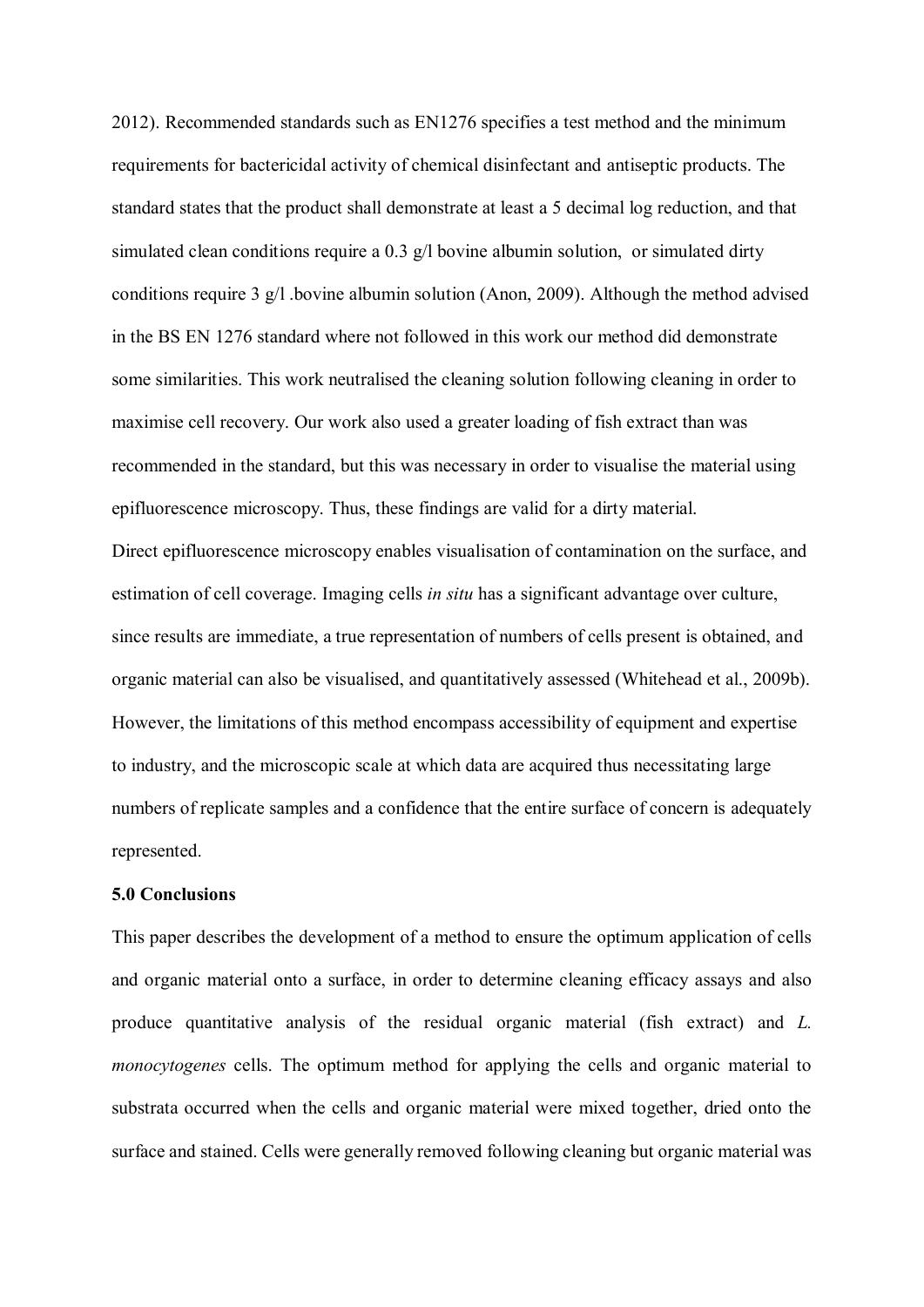2012). Recommended standards such as EN1276 specifies a test method and the minimum requirements for bactericidal activity of chemical disinfectant and antiseptic products. The standard states that the product shall demonstrate at least a 5 decimal log reduction, and that simulated clean conditions require a 0.3 g/l bovine albumin solution, or simulated dirty conditions require 3 g/l .bovine albumin solution (Anon, 2009). Although the method advised in the BS EN 1276 standard where not followed in this work our method did demonstrate some similarities. This work neutralised the cleaning solution following cleaning in order to maximise cell recovery. Our work also used a greater loading of fish extract than was recommended in the standard, but this was necessary in order to visualise the material using epifluorescence microscopy. Thus, these findings are valid for a dirty material.

Direct epifluorescence microscopy enables visualisation of contamination on the surface, and estimation of cell coverage. Imaging cells *in situ* has a significant advantage over culture, since results are immediate, a true representation of numbers of cells present is obtained, and organic material can also be visualised, and quantitatively assessed (Whitehead et al., 2009b). However, the limitations of this method encompass accessibility of equipment and expertise to industry, and the microscopic scale at which data are acquired thus necessitating large numbers of replicate samples and a confidence that the entire surface of concern is adequately represented.

**5.0 Conclusions**

This paper describes the development of a method to ensure the optimum application of cells and organic material onto a surface, in order to determine cleaning efficacy assays and also produce quantitative analysis of the residual organic material (fish extract) and *L. monocytogenes* cells. The optimum method for applying the cells and organic material to substrata occurred when the cells and organic material were mixed together, dried onto the surface and stained. Cells were generally removed following cleaning but organic material was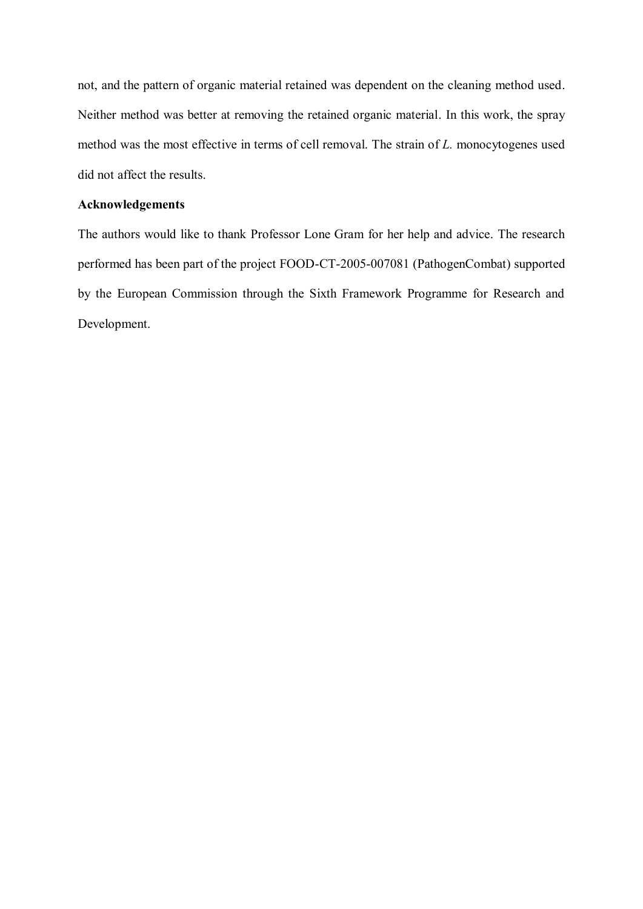not, and the pattern of organic material retained was dependent on the cleaning method used. Neither method was better at removing the retained organic material. In this work, the spray method was the most effective in terms of cell removal. The strain of *L.* monocytogenes used did not affect the results.

**Acknowledgements**

The authors would like to thank Professor Lone Gram for her help and advice. The research performed has been part of the project FOOD-CT-2005-007081 (PathogenCombat) supported by the European Commission through the Sixth Framework Programme for Research and Development.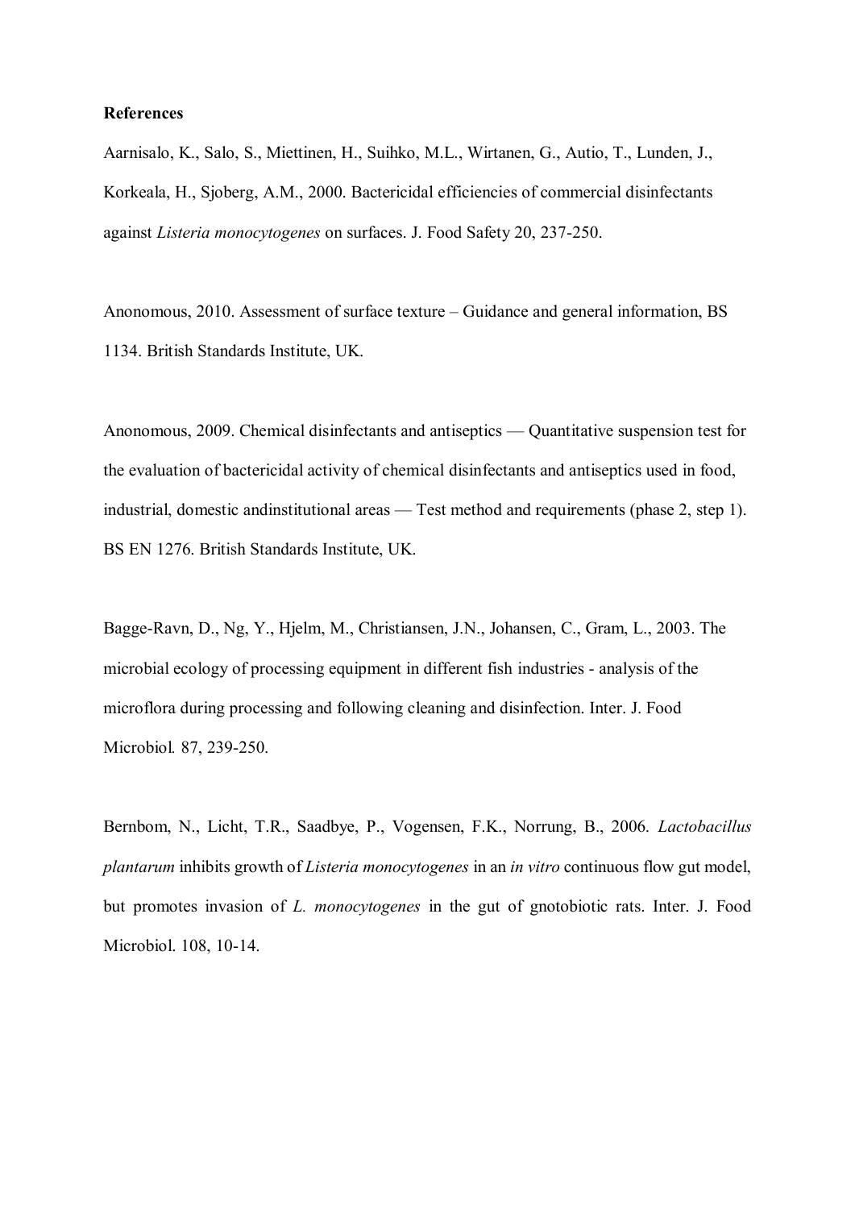**References**

Aarnisalo, K., Salo, S., Miettinen, H., Suihko, M.L., Wirtanen, G., Autio, T., Lunden, J., Korkeala, H., Sjoberg, A.M., 2000. Bactericidal efficiencies of commercial disinfectants against *Listeria monocytogenes* on surfaces. J. Food Safety 20, 237-250.

Anonomous, 2010. Assessment of surface texture – Guidance and general information, BS 1134. British Standards Institute, UK.

Anonomous, 2009. Chemical disinfectants and antiseptics — Quantitative suspension test for the evaluation of bactericidal activity of chemical disinfectants and antiseptics used in food, industrial, domestic andinstitutional areas — Test method and requirements (phase 2, step 1). BS EN 1276. British Standards Institute, UK.

Bagge-Ravn, D., Ng, Y., Hjelm, M., Christiansen, J.N., Johansen, C., Gram, L., 2003. The microbial ecology of processing equipment in different fish industries - analysis of the microflora during processing and following cleaning and disinfection. Inter. J. Food Microbiol. 87, 239-250.

Bernbom, N., Licht, T.R., Saadbye, P., Vogensen, F.K., Norrung, B., 2006. *Lactobacillus plantarum* inhibits growth of *Listeria monocytogenes* in an *in vitro* continuous flow gut model, but promotes invasion of *L. monocytogenes* in the gut of gnotobiotic rats. Inter. J. Food Microbiol. 108, 10-14.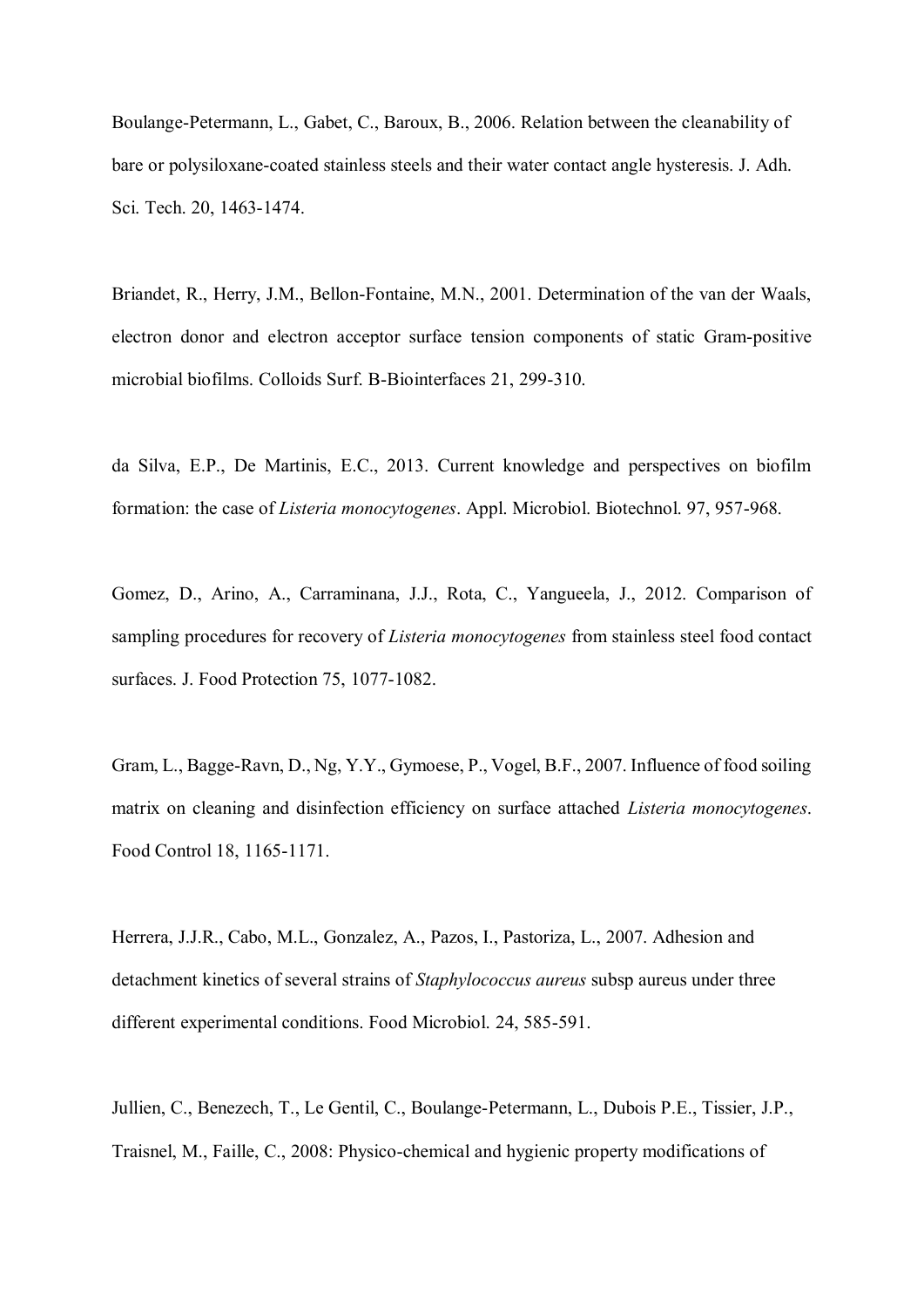Boulange-Petermann, L., Gabet, C., Baroux, B., 2006. Relation between the cleanability of bare or polysiloxane-coated stainless steels and their water contact angle hysteresis. J. Adh. Sci. Tech. 20, 1463-1474.

Briandet, R., Herry, J.M., Bellon-Fontaine, M.N., 2001. Determination of the van der Waals, electron donor and electron acceptor surface tension components of static Gram-positive microbial biofilms. Colloids Surf. B-Biointerfaces 21, 299-310.

da Silva, E.P., De Martinis, E.C., 2013. Current knowledge and perspectives on biofilm formation: the case of *Listeria monocytogenes*. Appl. Microbiol. Biotechnol. 97, 957-968.

Gomez, D., Arino, A., Carraminana, J.J., Rota, C., Yangueela, J., 2012. Comparison of sampling procedures for recovery of *Listeria monocytogenes* from stainless steel food contact surfaces. J. Food Protection 75, 1077-1082.

Gram, L., Bagge-Ravn, D., Ng, Y.Y., Gymoese, P., Vogel, B.F., 2007. Influence of food soiling matrix on cleaning and disinfection efficiency on surface attached *Listeria monocytogenes*. Food Control 18, 1165-1171.

Herrera, J.J.R., Cabo, M.L., Gonzalez, A., Pazos, I., Pastoriza, L., 2007. Adhesion and detachment kinetics of several strains of *Staphylococcus aureus* subsp aureus under three different experimental conditions. Food Microbiol. 24, 585-591.

Jullien, C., Benezech, T., Le Gentil, C., Boulange-Petermann, L., Dubois P.E., Tissier, J.P., Traisnel, M., Faille, C., 2008: Physico-chemical and hygienic property modifications of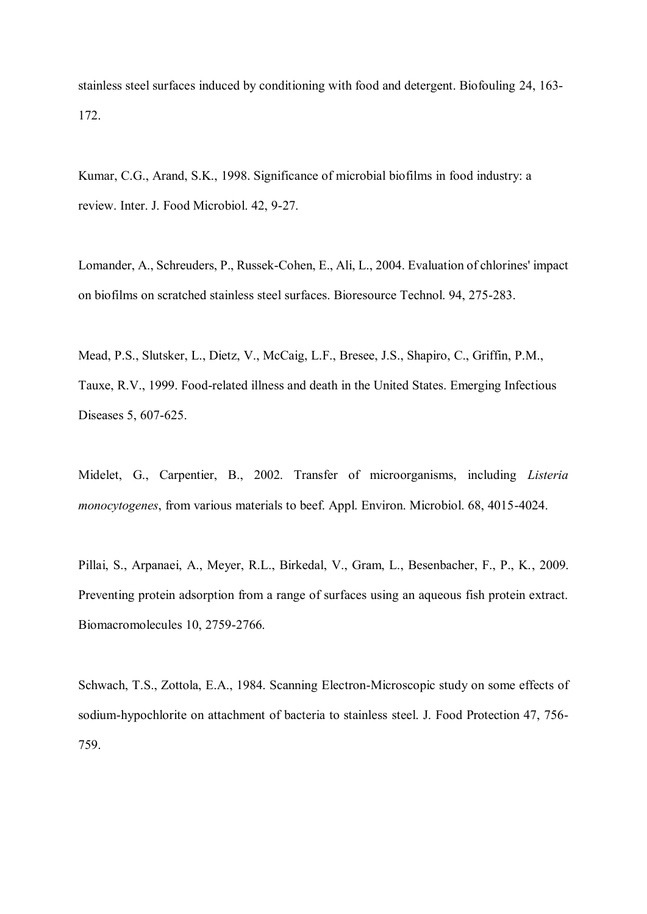stainless steel surfaces induced by conditioning with food and detergent. Biofouling 24, 163-172.

Kumar, C.G., Arand, S.K., 1998. Significance of microbial biofilms in food industry: a review. Inter. J. Food Microbiol. 42, 9-27.

Lomander, A., Schreuders, P., Russek-Cohen, E., Ali, L., 2004. Evaluation of chlorines' impact on biofilms on scratched stainless steel surfaces. Bioresource Technol. 94, 275-283.

Mead, P.S., Slutsker, L., Dietz, V., McCaig, L.F., Bresee, J.S., Shapiro, C., Griffin, P.M., Tauxe, R.V., 1999. Food-related illness and death in the United States. Emerging Infectious Diseases 5, 607-625.

Midelet, G., Carpentier, B., 2002. Transfer of microorganisms, including *Listeria monocytogenes*, from various materials to beef. Appl. Environ. Microbiol. 68, 4015-4024.

Pillai, S., Arpanaei, A., Meyer, R.L., Birkedal, V., Gram, L., Besenbacher, F., P., K., 2009. Preventing protein adsorption from a range of surfaces using an aqueous fish protein extract. Biomacromolecules 10, 2759-2766.

Schwach, T.S., Zottola, E.A., 1984. Scanning Electron-Microscopic study on some effects of sodium-hypochlorite on attachment of bacteria to stainless steel. J. Food Protection 47, 756-759.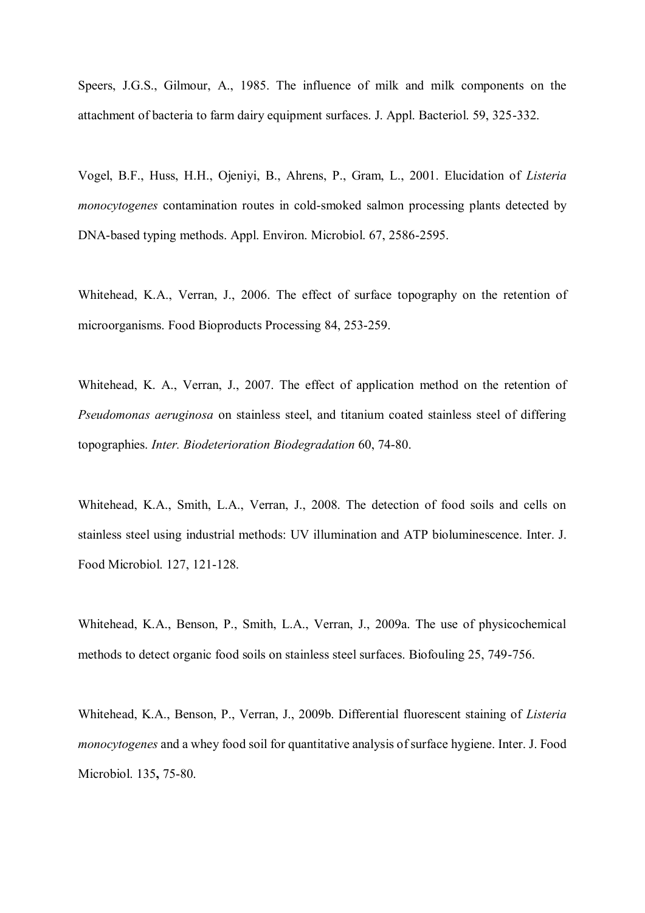Speers, J.G.S., Gilmour, A., 1985. The influence of milk and milk components on the attachment of bacteria to farm dairy equipment surfaces. J. Appl. Bacteriol. 59, 325-332.

Vogel, B.F., Huss, H.H., Ojeniyi, B., Ahrens, P., Gram, L., 2001. Elucidation of *Listeria monocytogenes* contamination routes in cold-smoked salmon processing plants detected by DNA-based typing methods. Appl. Environ. Microbiol. 67, 2586-2595.

Whitehead, K.A., Verran, J., 2006. The effect of surface topography on the retention of microorganisms. Food Bioproducts Processing 84, 253-259.

Whitehead, K. A., Verran, J., 2007. The effect of application method on the retention of *Pseudomonas aeruginosa* on stainless steel, and titanium coated stainless steel of differing topographies. *Inter. Biodeterioration Biodegradation* 60, 74-80.

Whitehead, K.A., Smith, L.A., Verran, J., 2008. The detection of food soils and cells on stainless steel using industrial methods: UV illumination and ATP bioluminescence. Inter. J. Food Microbiol. 127, 121-128.

Whitehead, K.A., Benson, P., Smith, L.A., Verran, J., 2009a. The use of physicochemical methods to detect organic food soils on stainless steel surfaces. Biofouling 25, 749-756.

Whitehead, K.A., Benson, P., Verran, J., 2009b. Differential fluorescent staining of *Listeria monocytogenes* and a whey food soil for quantitative analysis of surface hygiene. Inter. J. Food Microbiol. 135**,** 75-80.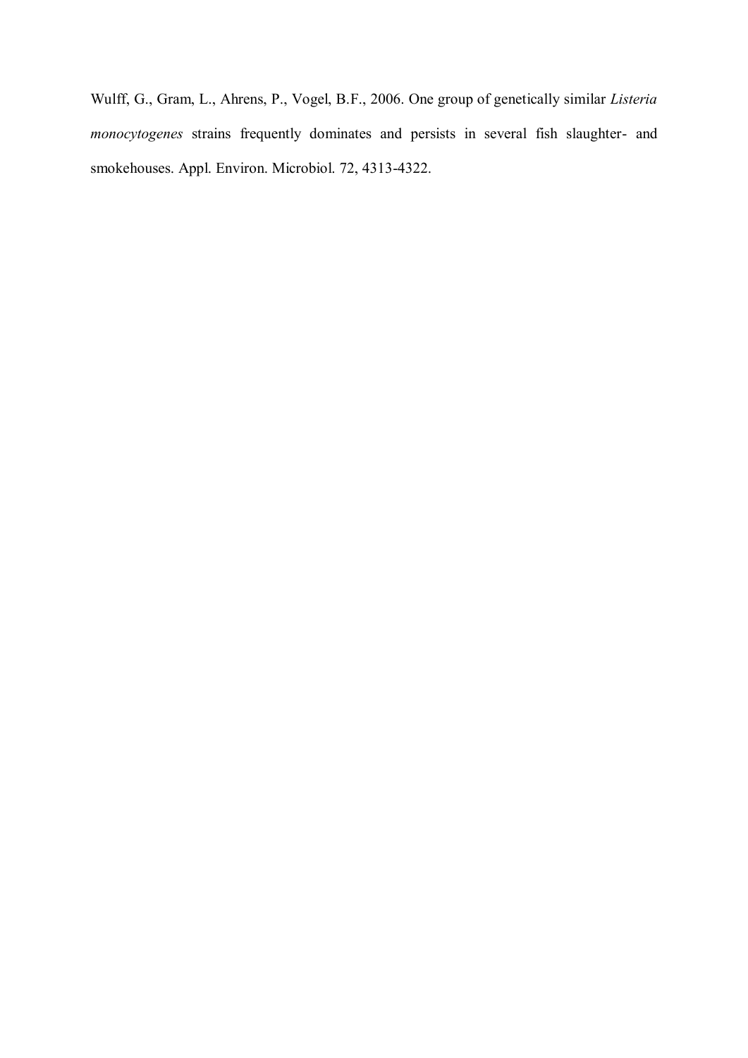Wulff, G., Gram, L., Ahrens, P., Vogel, B.F., 2006. One group of genetically similar *Listeria monocytogenes* strains frequently dominates and persists in several fish slaughter- and smokehouses. Appl. Environ. Microbiol. 72, 4313-4322.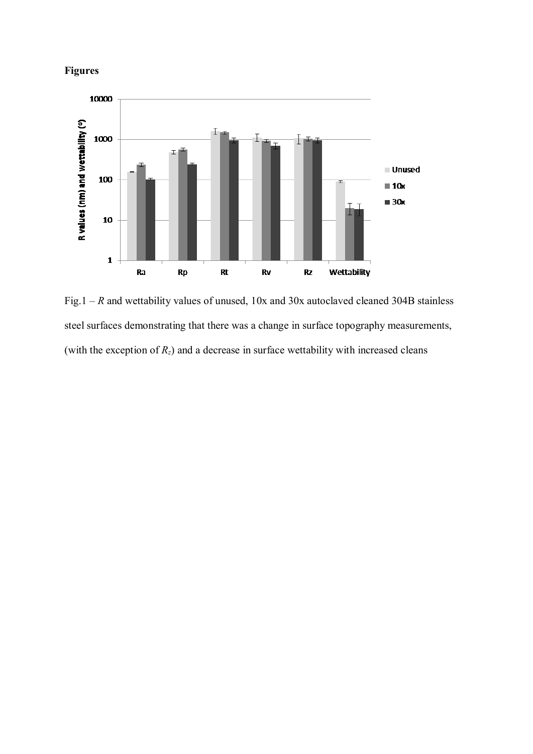**Figures**

Fig.1 – *R* and wettability values of unused, 10x and 30x autoclaved cleaned 304B stainless steel surfaces demonstrating that there was a change in surface topography measurements, (with the exception of $R_z$) and a decrease in surface wettability with increased cleans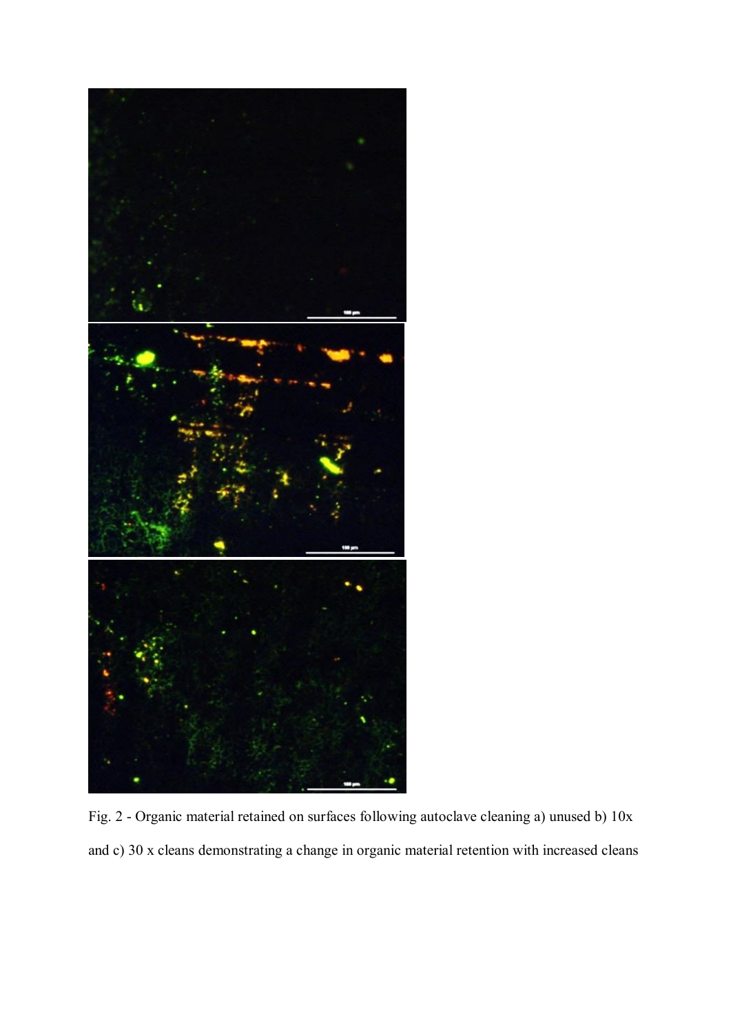Fig. 2 - Organic material retained on surfaces following autoclave cleaning a) unused b) 10x and c) 30 x cleans demonstrating a change in organic material retention with increased cleans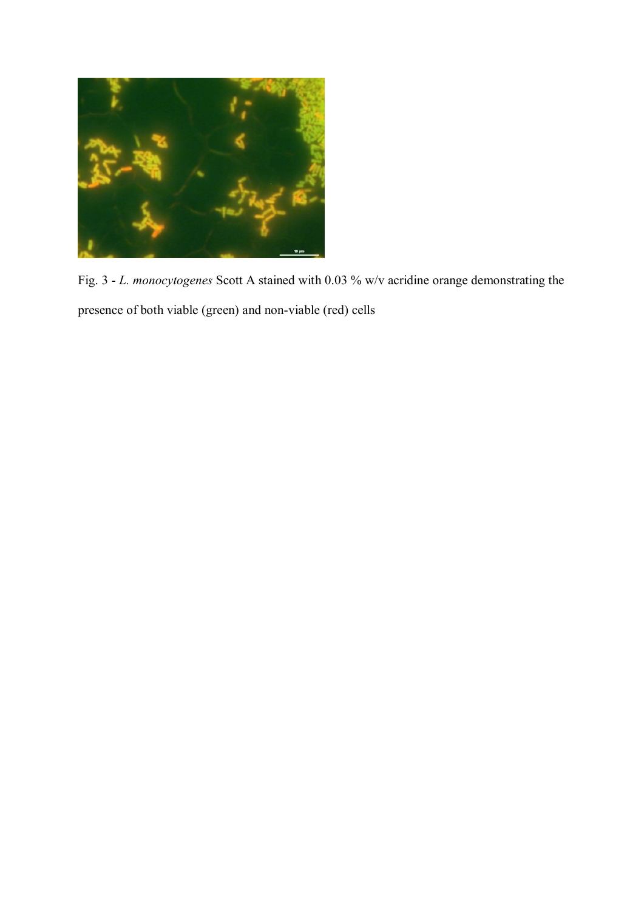Fig. 3 - *L. monocytogenes* Scott A stained with 0.03 % w/v acridine orange demonstrating the presence of both viable (green) and non-viable (red) cells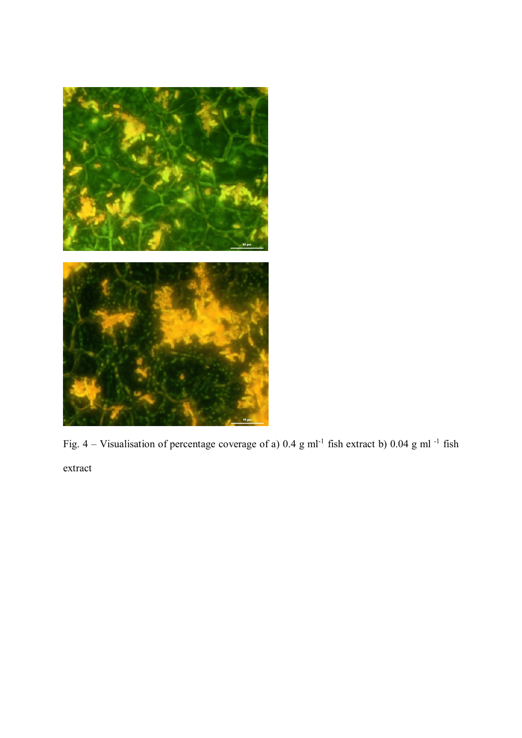Fig. 4 – Visualisation of percentage coverage of a) 0.4 g ml$^{-1}$ fish extract b) 0.04 g ml$^{-1}$ fish extract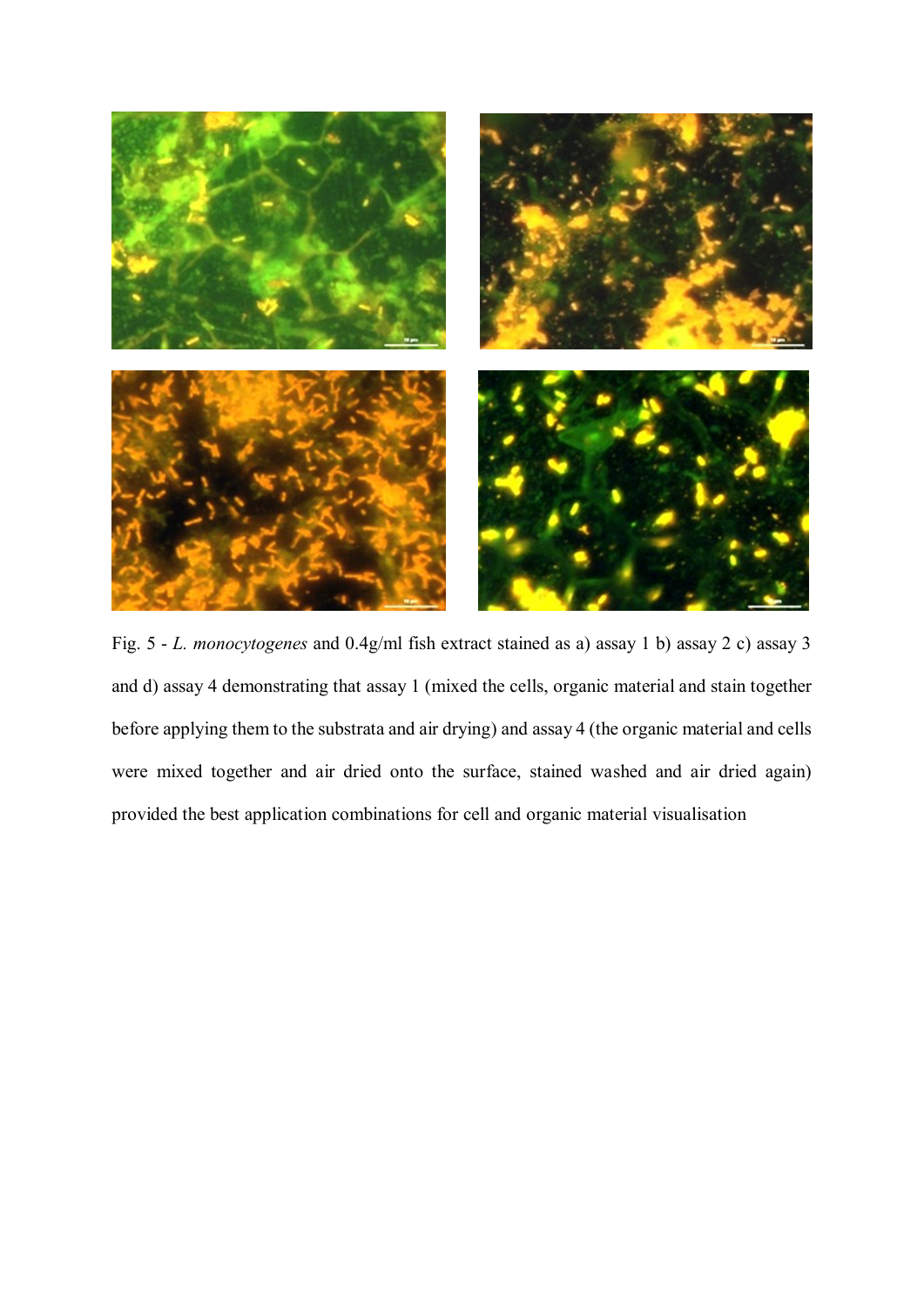Fig. 5 - *L. monocytogenes* and 0.4g/ml fish extract stained as a) assay 1 b) assay 2 c) assay 3 and d) assay 4 demonstrating that assay 1 (mixed the cells, organic material and stain together before applying them to the substrata and air drying) and assay 4 (the organic material and cells were mixed together and air dried onto the surface, stained washed and air dried again) provided the best application combinations for cell and organic material visualisation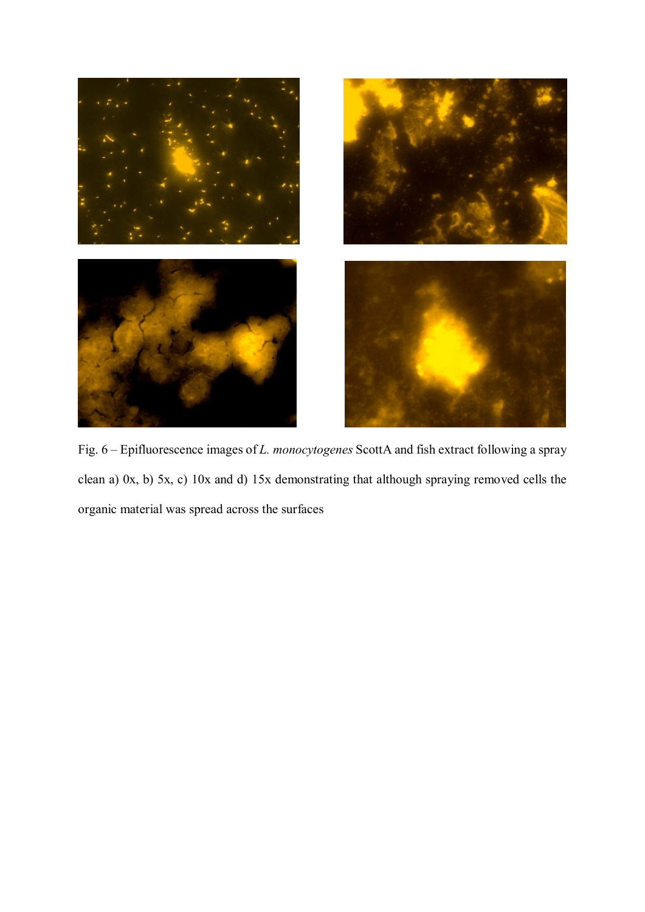Fig. 6 – Epifluorescence images of *L. monocytogenes* ScottA and fish extract following a spray clean a) 0x, b) 5x, c) 10x and d) 15x demonstrating that although spraying removed cells the organic material was spread across the surfaces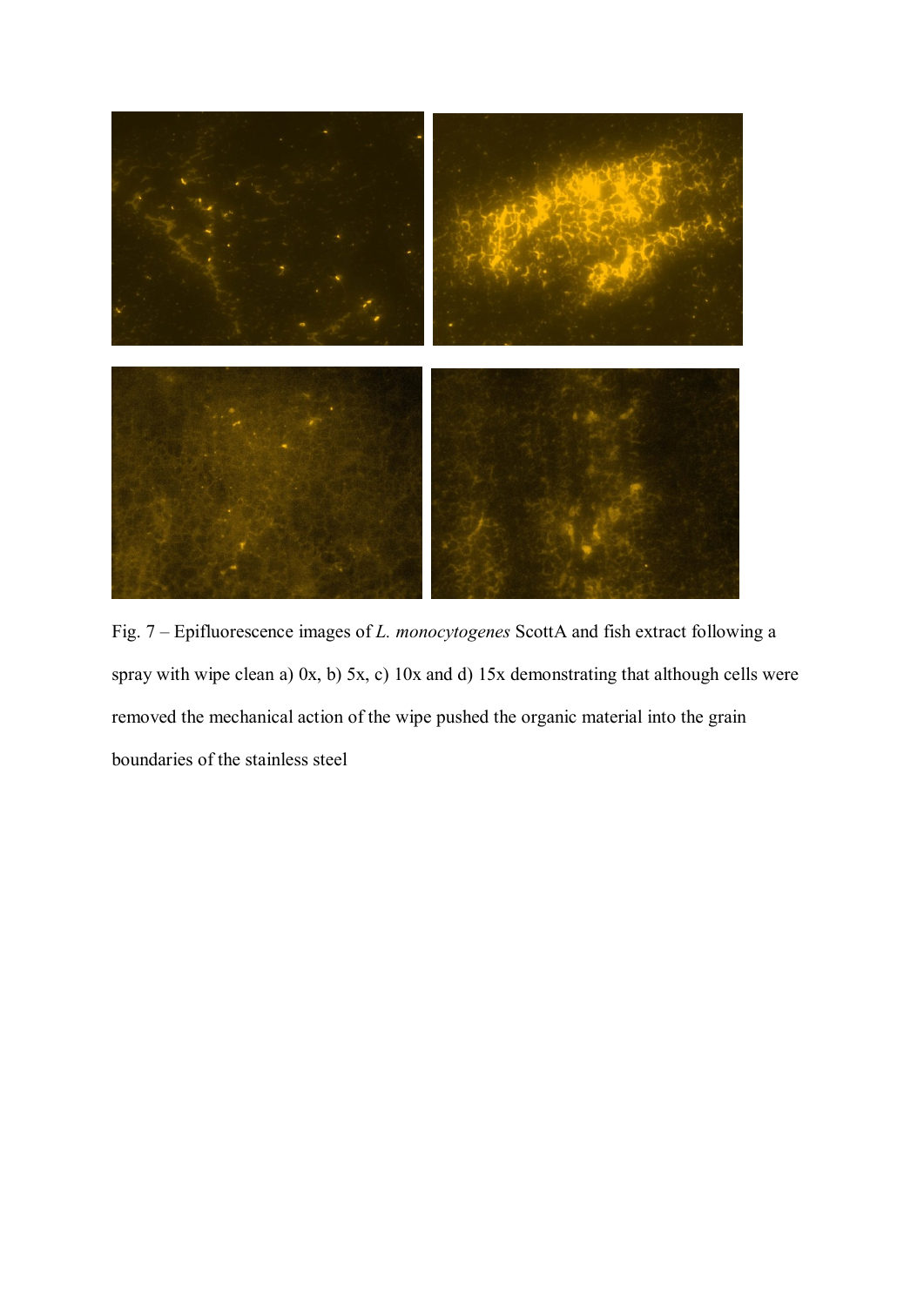Fig. 7 – Epifluorescence images of *L. monocytogenes* ScottA and fish extract following a spray with wipe clean a) 0x, b) 5x, c) 10x and d) 15x demonstrating that although cells were removed the mechanical action of the wipe pushed the organic material into the grain boundaries of the stainless steel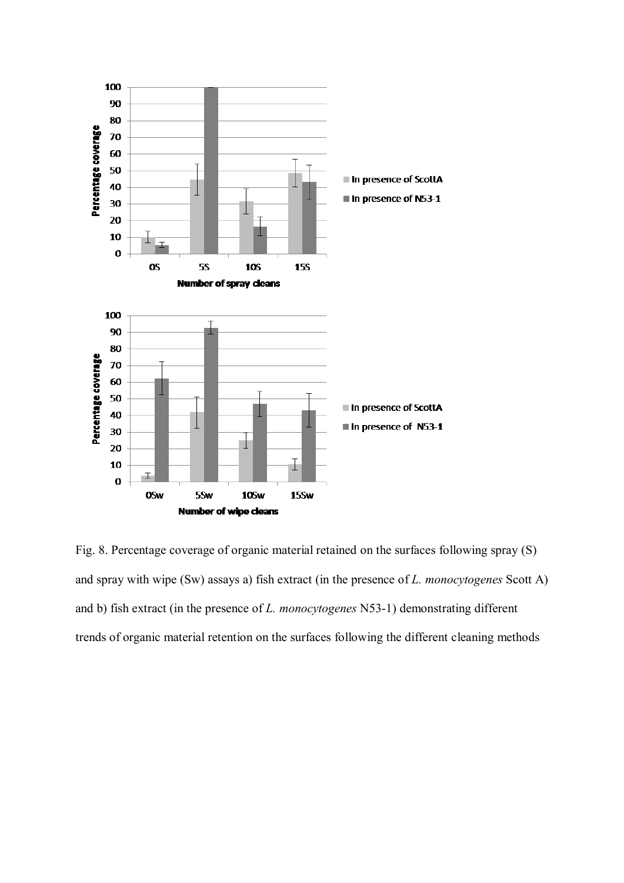100
90
80
70
60
50
40
30
20
10
0

Percentage coverage

0S
5S
10S
15S

Number of spray cleans

In presence of ScottA
In presence of N53-1

100
90
80
70
60
50
40
30
20
10
0

Percentage coverage

0Sw
5Sw
10Sw
15Sw

Number of wipe cleans

In presence of ScottA
In presence of N53-1

Fig. 8. Percentage coverage of organic material retained on the surfaces following spray (S) and spray with wipe (Sw) assays a) fish extract (in the presence of *L. monocytogenes* Scott A) and b) fish extract (in the presence of *L. monocytogenes* N53-1) demonstrating different trends of organic material retention on the surfaces following the different cleaning methods